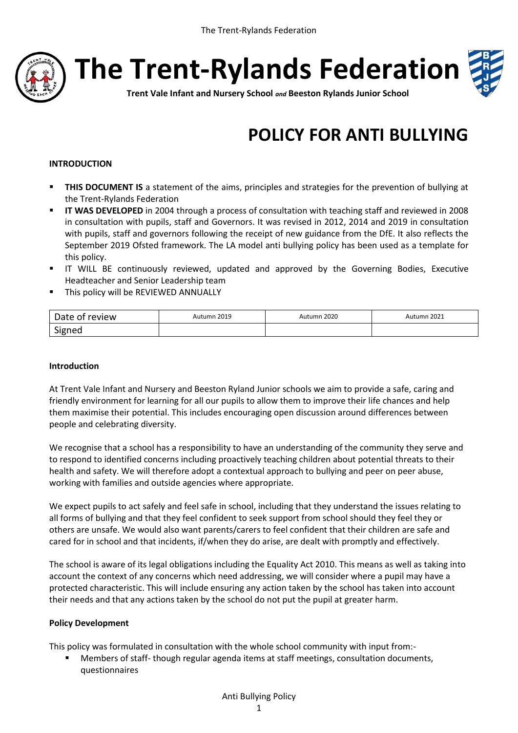# The Trent-Rylands Federation

**Trent Vale Infant and Nursery School** *and* **Beeston Rylands Junior School**

# POLICY FOR ANTI BULLYING

**INTRODUCTION**

- **THIS DOCUMENT IS** a statement of the aims, principles and strategies for the prevention of bullying at the Trent-Rylands Federation
- **IT WAS DEVELOPED** in 2004 through a process of consultation with teaching staff and reviewed in 2008 in consultation with pupils, staff and Governors. It was revised in 2012, 2014 and 2019 in consultation with pupils, staff and governors following the receipt of new guidance from the DfE. It also reflects the September 2019 Ofsted framework. The LA model anti bullying policy has been used as a template for this policy.
- IT WILL BE continuously reviewed, updated and approved by the Governing Bodies, Executive Headteacher and Senior Leadership team
- This policy will be REVIEWED ANNUALLY

| Date of review | Autumn 2019 | Autumn 2020 | Autumn 2021 |
|---|---|---|---|
| Signed | | | |

**Introduction**

At Trent Vale Infant and Nursery and Beeston Ryland Junior schools we aim to provide a safe, caring and friendly environment for learning for all our pupils to allow them to improve their life chances and help them maximise their potential. This includes encouraging open discussion around differences between people and celebrating diversity.

We recognise that a school has a responsibility to have an understanding of the community they serve and to respond to identified concerns including proactively teaching children about potential threats to their health and safety. We will therefore adopt a contextual approach to bullying and peer on peer abuse, working with families and outside agencies where appropriate.

We expect pupils to act safely and feel safe in school, including that they understand the issues relating to all forms of bullying and that they feel confident to seek support from school should they feel they or others are unsafe. We would also want parents/carers to feel confident that their children are safe and cared for in school and that incidents, if/when they do arise, are dealt with promptly and effectively.

The school is aware of its legal obligations including the Equality Act 2010. This means as well as taking into account the context of any concerns which need addressing, we will consider where a pupil may have a protected characteristic. This will include ensuring any action taken by the school has taken into account their needs and that any actions taken by the school do not put the pupil at greater harm.

**Policy Development**

This policy was formulated in consultation with the whole school community with input from:-

- Members of staff- though regular agenda items at staff meetings, consultation documents, questionnaires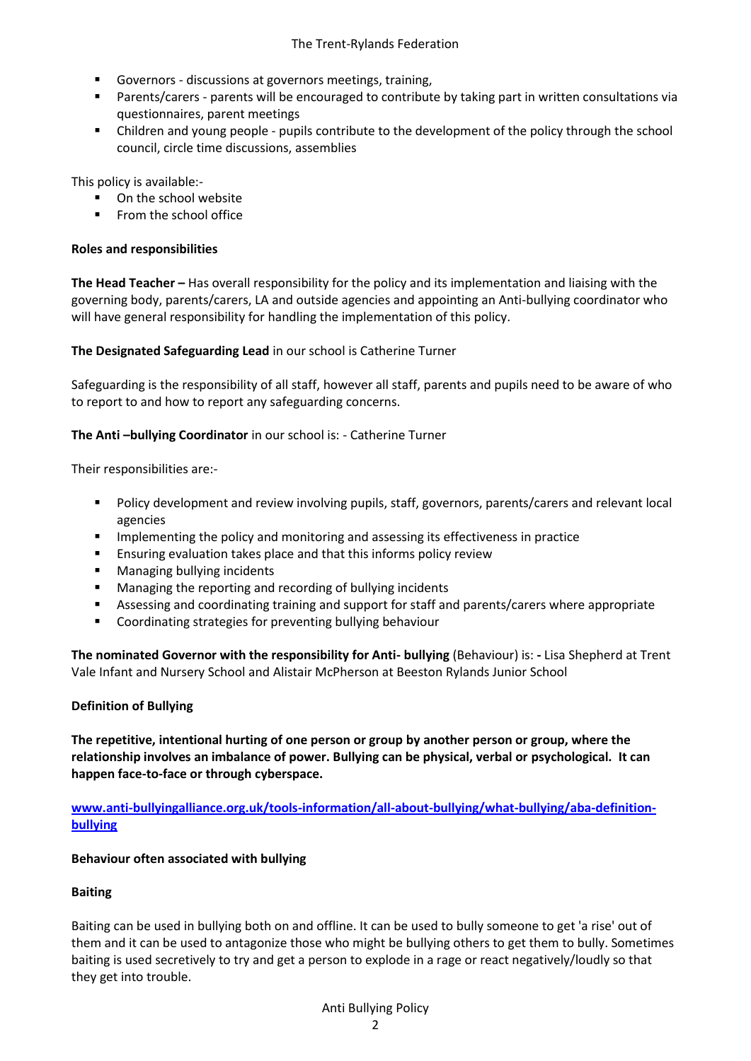- Governors - discussions at governors meetings, training,
- Parents/carers - parents will be encouraged to contribute by taking part in written consultations via questionnaires, parent meetings
- Children and young people - pupils contribute to the development of the policy through the school council, circle time discussions, assemblies

This policy is available:-

- On the school website
- From the school office

**Roles and responsibilities**

**The Head Teacher –** Has overall responsibility for the policy and its implementation and liaising with the governing body, parents/carers, LA and outside agencies and appointing an Anti-bullying coordinator who will have general responsibility for handling the implementation of this policy.

**The Designated Safeguarding Lead** in our school is Catherine Turner

Safeguarding is the responsibility of all staff, however all staff, parents and pupils need to be aware of who to report to and how to report any safeguarding concerns.

**The Anti –bullying Coordinator** in our school is: - Catherine Turner

Their responsibilities are:-

- Policy development and review involving pupils, staff, governors, parents/carers and relevant local agencies
- Implementing the policy and monitoring and assessing its effectiveness in practice
- Ensuring evaluation takes place and that this informs policy review
- Managing bullying incidents
- Managing the reporting and recording of bullying incidents
- Assessing and coordinating training and support for staff and parents/carers where appropriate
- Coordinating strategies for preventing bullying behaviour

**The nominated Governor with the responsibility for Anti- bullying** (Behaviour) is: **-** Lisa Shepherd at Trent Vale Infant and Nursery School and Alistair McPherson at Beeston Rylands Junior School

**Definition of Bullying**

**The repetitive, intentional hurting of one person or group by another person or group, where the relationship involves an imbalance of power. Bullying can be physical, verbal or psychological. It can happen face-to-face or through cyberspace.**

[www.anti-bullyingalliance.org.uk/tools-information/all-about-bullying/what-bullying/aba-definition-bullying](www.anti-bullyingalliance.org.uk/tools-information/all-about-bullying/what-bullying/aba-definition-bullying)

**Behaviour often associated with bullying**

**Baiting**

Baiting can be used in bullying both on and offline. It can be used to bully someone to get 'a rise' out of them and it can be used to antagonize those who might be bullying others to get them to bully. Sometimes baiting is used secretively to try and get a person to explode in a rage or react negatively/loudly so that they get into trouble.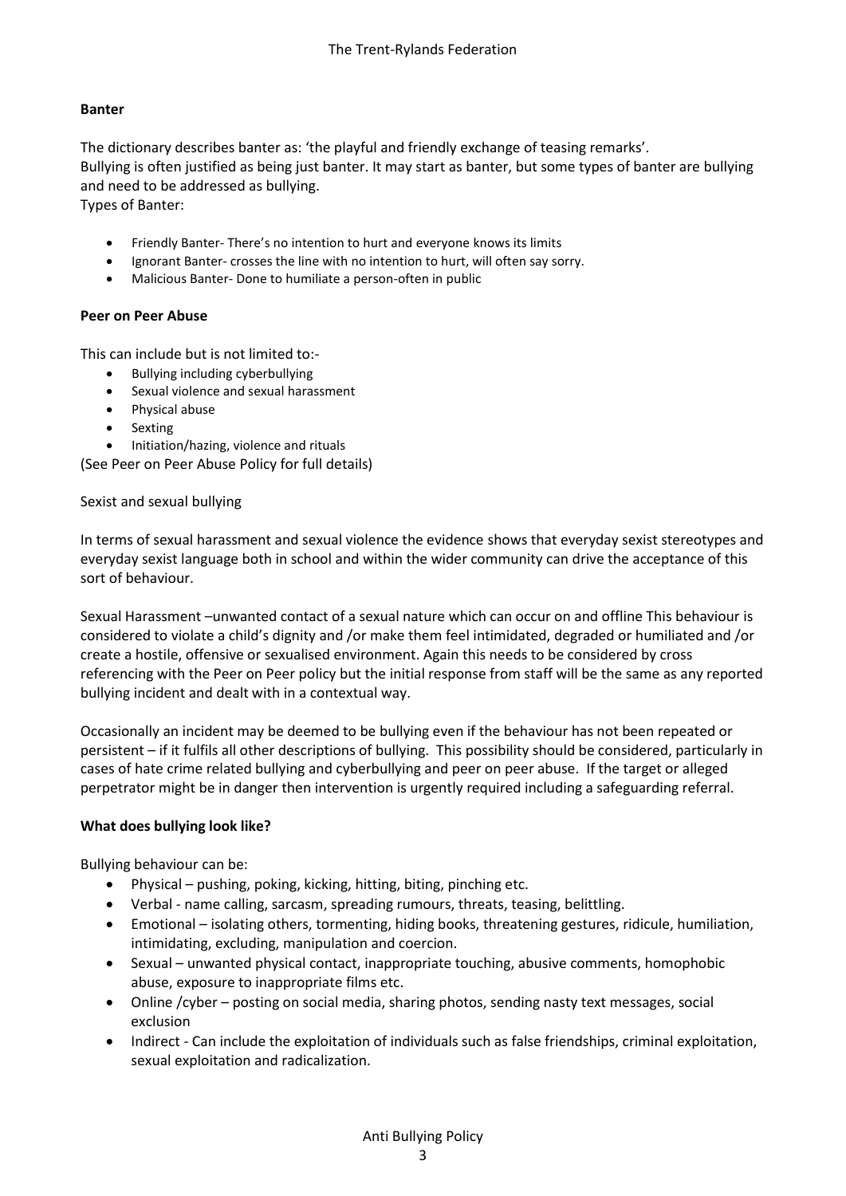### Banter

The dictionary describes banter as: 'the playful and friendly exchange of teasing remarks'.
Bullying is often justified as being just banter. It may start as banter, but some types of banter are bullying and need to be addressed as bullying.
Types of Banter:

- Friendly Banter- There's no intention to hurt and everyone knows its limits
- Ignorant Banter- crosses the line with no intention to hurt, will often say sorry.
- Malicious Banter- Done to humiliate a person-often in public

### Peer on Peer Abuse

This can include but is not limited to:-

- Bullying including cyberbullying
- Sexual violence and sexual harassment
- Physical abuse
- Sexting
- Initiation/hazing, violence and rituals

(See Peer on Peer Abuse Policy for full details)

Sexist and sexual bullying

In terms of sexual harassment and sexual violence the evidence shows that everyday sexist stereotypes and everyday sexist language both in school and within the wider community can drive the acceptance of this sort of behaviour.

Sexual Harassment –unwanted contact of a sexual nature which can occur on and offline This behaviour is considered to violate a child's dignity and /or make them feel intimidated, degraded or humiliated and /or create a hostile, offensive or sexualised environment. Again this needs to be considered by cross referencing with the Peer on Peer policy but the initial response from staff will be the same as any reported bullying incident and dealt with in a contextual way.

Occasionally an incident may be deemed to be bullying even if the behaviour has not been repeated or persistent – if it fulfils all other descriptions of bullying. This possibility should be considered, particularly in cases of hate crime related bullying and cyberbullying and peer on peer abuse. If the target or alleged perpetrator might be in danger then intervention is urgently required including a safeguarding referral.

### What does bullying look like?

Bullying behaviour can be:

- Physical – pushing, poking, kicking, hitting, biting, pinching etc.
- Verbal - name calling, sarcasm, spreading rumours, threats, teasing, belittling.
- Emotional – isolating others, tormenting, hiding books, threatening gestures, ridicule, humiliation, intimidating, excluding, manipulation and coercion.
- Sexual – unwanted physical contact, inappropriate touching, abusive comments, homophobic abuse, exposure to inappropriate films etc.
- Online /cyber – posting on social media, sharing photos, sending nasty text messages, social exclusion
- Indirect - Can include the exploitation of individuals such as false friendships, criminal exploitation, sexual exploitation and radicalization.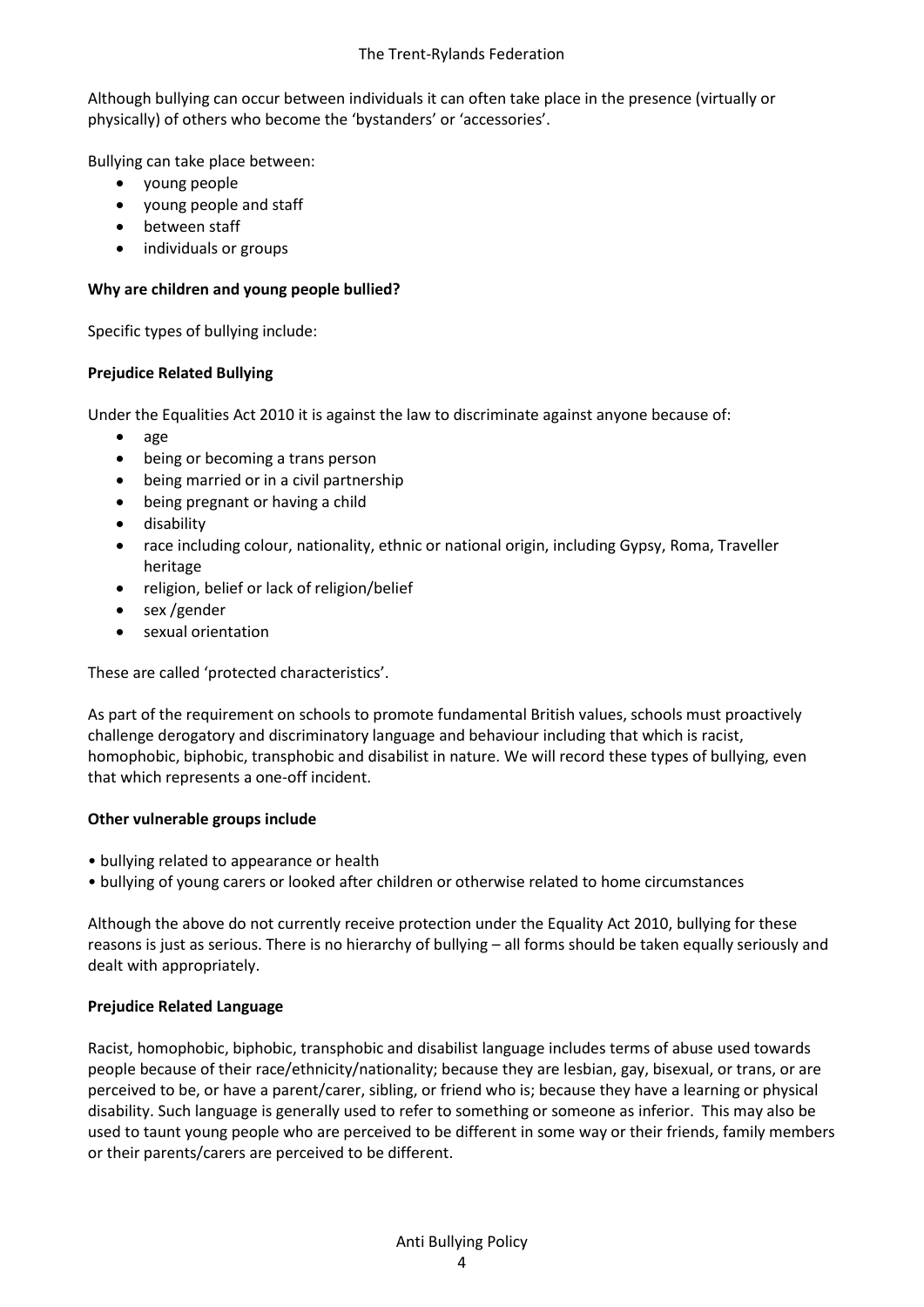Although bullying can occur between individuals it can often take place in the presence (virtually or physically) of others who become the 'bystanders' or 'accessories'.

Bullying can take place between:

- young people
- young people and staff
- between staff
- individuals or groups

**Why are children and young people bullied?**

Specific types of bullying include:

**Prejudice Related Bullying**

Under the Equalities Act 2010 it is against the law to discriminate against anyone because of:

- age
- being or becoming a trans person
- being married or in a civil partnership
- being pregnant or having a child
- disability
- race including colour, nationality, ethnic or national origin, including Gypsy, Roma, Traveller heritage
- religion, belief or lack of religion/belief
- sex /gender
- sexual orientation

These are called 'protected characteristics'.

As part of the requirement on schools to promote fundamental British values, schools must proactively challenge derogatory and discriminatory language and behaviour including that which is racist, homophobic, biphobic, transphobic and disabilist in nature. We will record these types of bullying, even that which represents a one-off incident.

**Other vulnerable groups include**

- bullying related to appearance or health
- bullying of young carers or looked after children or otherwise related to home circumstances

Although the above do not currently receive protection under the Equality Act 2010, bullying for these reasons is just as serious. There is no hierarchy of bullying – all forms should be taken equally seriously and dealt with appropriately.

**Prejudice Related Language**

Racist, homophobic, biphobic, transphobic and disabilist language includes terms of abuse used towards people because of their race/ethnicity/nationality; because they are lesbian, gay, bisexual, or trans, or are perceived to be, or have a parent/carer, sibling, or friend who is; because they have a learning or physical disability. Such language is generally used to refer to something or someone as inferior. This may also be used to taunt young people who are perceived to be different in some way or their friends, family members or their parents/carers are perceived to be different.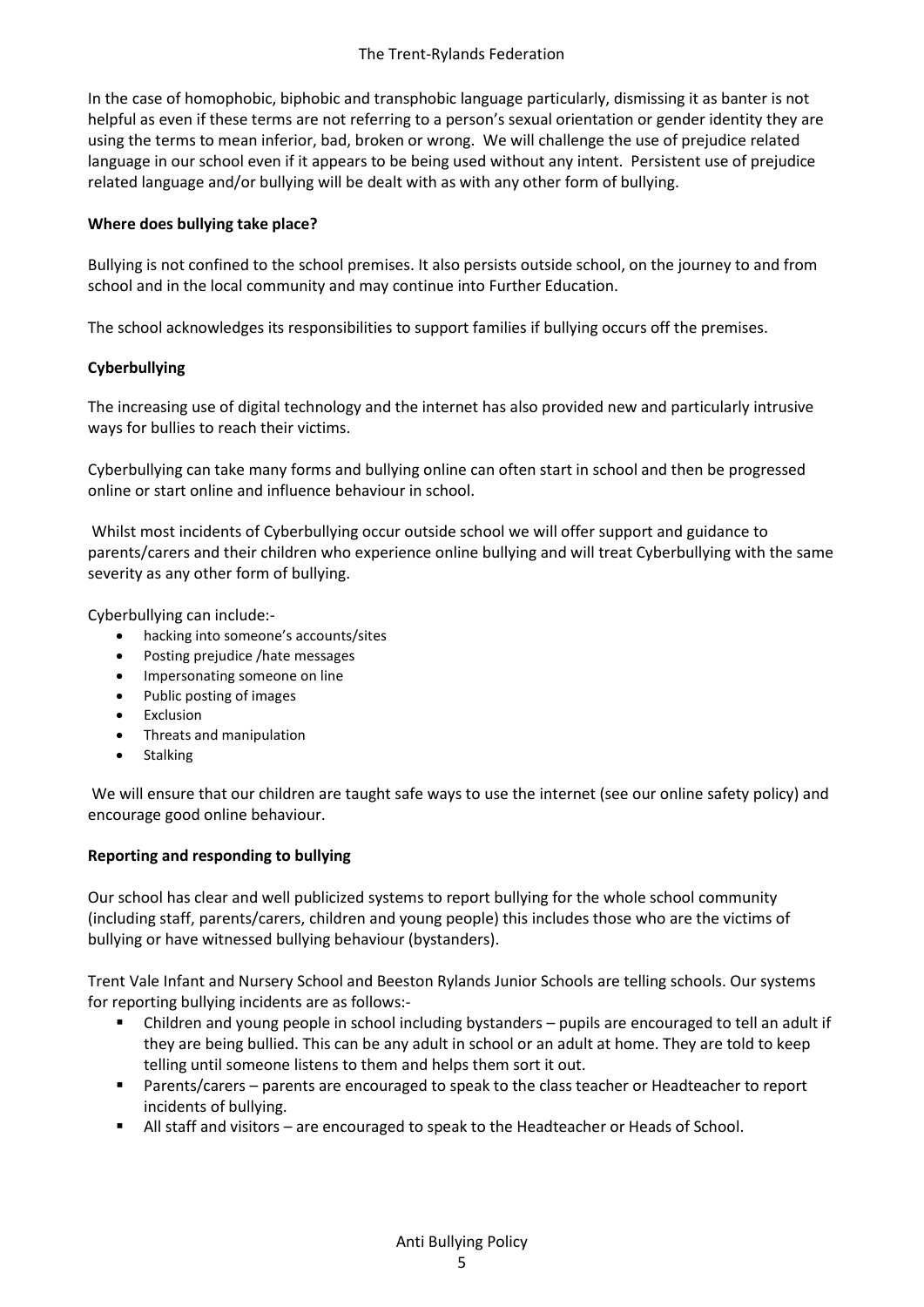In the case of homophobic, biphobic and transphobic language particularly, dismissing it as banter is not helpful as even if these terms are not referring to a person's sexual orientation or gender identity they are using the terms to mean inferior, bad, broken or wrong. We will challenge the use of prejudice related language in our school even if it appears to be being used without any intent. Persistent use of prejudice related language and/or bullying will be dealt with as with any other form of bullying.

**Where does bullying take place?**

Bullying is not confined to the school premises. It also persists outside school, on the journey to and from school and in the local community and may continue into Further Education.

The school acknowledges its responsibilities to support families if bullying occurs off the premises.

**Cyberbullying**

The increasing use of digital technology and the internet has also provided new and particularly intrusive ways for bullies to reach their victims.

Cyberbullying can take many forms and bullying online can often start in school and then be progressed online or start online and influence behaviour in school.

Whilst most incidents of Cyberbullying occur outside school we will offer support and guidance to parents/carers and their children who experience online bullying and will treat Cyberbullying with the same severity as any other form of bullying.

Cyberbullying can include:-

- hacking into someone's accounts/sites
- Posting prejudice /hate messages
- Impersonating someone on line
- Public posting of images
- Exclusion
- Threats and manipulation
- Stalking

We will ensure that our children are taught safe ways to use the internet (see our online safety policy) and encourage good online behaviour.

**Reporting and responding to bullying**

Our school has clear and well publicized systems to report bullying for the whole school community (including staff, parents/carers, children and young people) this includes those who are the victims of bullying or have witnessed bullying behaviour (bystanders).

Trent Vale Infant and Nursery School and Beeston Rylands Junior Schools are telling schools. Our systems for reporting bullying incidents are as follows:-

- Children and young people in school including bystanders – pupils are encouraged to tell an adult if they are being bullied. This can be any adult in school or an adult at home. They are told to keep telling until someone listens to them and helps them sort it out.
- Parents/carers – parents are encouraged to speak to the class teacher or Headteacher to report incidents of bullying.
- All staff and visitors – are encouraged to speak to the Headteacher or Heads of School.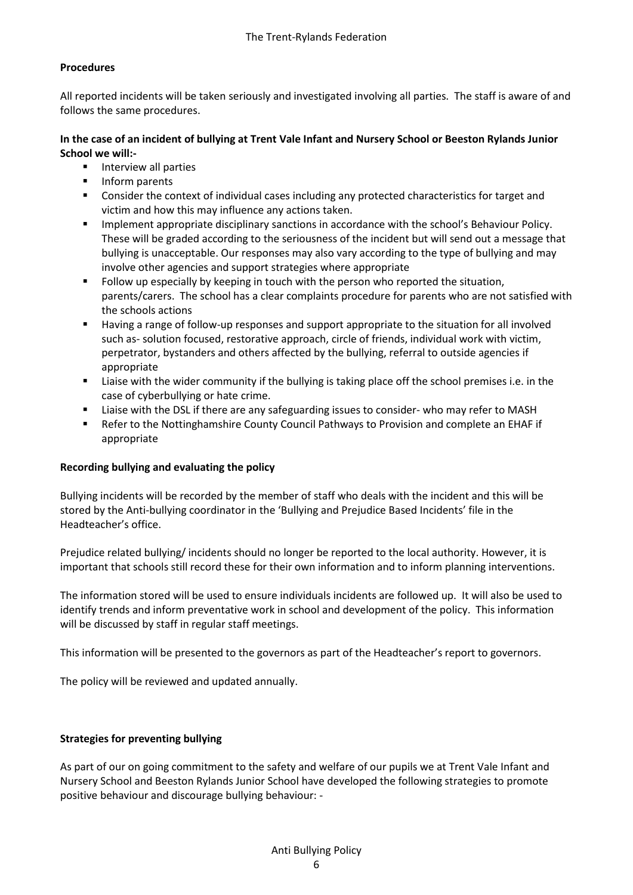**Procedures**

All reported incidents will be taken seriously and investigated involving all parties. The staff is aware of and follows the same procedures.

**In the case of an incident of bullying at Trent Vale Infant and Nursery School or Beeston Rylands Junior School we will:-**

- Interview all parties
- Inform parents
- Consider the context of individual cases including any protected characteristics for target and victim and how this may influence any actions taken.
- Implement appropriate disciplinary sanctions in accordance with the school's Behaviour Policy. These will be graded according to the seriousness of the incident but will send out a message that bullying is unacceptable. Our responses may also vary according to the type of bullying and may involve other agencies and support strategies where appropriate
- Follow up especially by keeping in touch with the person who reported the situation, parents/carers. The school has a clear complaints procedure for parents who are not satisfied with the schools actions
- Having a range of follow-up responses and support appropriate to the situation for all involved such as- solution focused, restorative approach, circle of friends, individual work with victim, perpetrator, bystanders and others affected by the bullying, referral to outside agencies if appropriate
- Liaise with the wider community if the bullying is taking place off the school premises i.e. in the case of cyberbullying or hate crime.
- Liaise with the DSL if there are any safeguarding issues to consider- who may refer to MASH
- Refer to the Nottinghamshire County Council Pathways to Provision and complete an EHAF if appropriate

**Recording bullying and evaluating the policy**

Bullying incidents will be recorded by the member of staff who deals with the incident and this will be stored by the Anti-bullying coordinator in the 'Bullying and Prejudice Based Incidents' file in the Headteacher's office.

Prejudice related bullying/ incidents should no longer be reported to the local authority. However, it is important that schools still record these for their own information and to inform planning interventions.

The information stored will be used to ensure individuals incidents are followed up. It will also be used to identify trends and inform preventative work in school and development of the policy. This information will be discussed by staff in regular staff meetings.

This information will be presented to the governors as part of the Headteacher's report to governors.

The policy will be reviewed and updated annually.

**Strategies for preventing bullying**

As part of our on going commitment to the safety and welfare of our pupils we at Trent Vale Infant and Nursery School and Beeston Rylands Junior School have developed the following strategies to promote positive behaviour and discourage bullying behaviour: -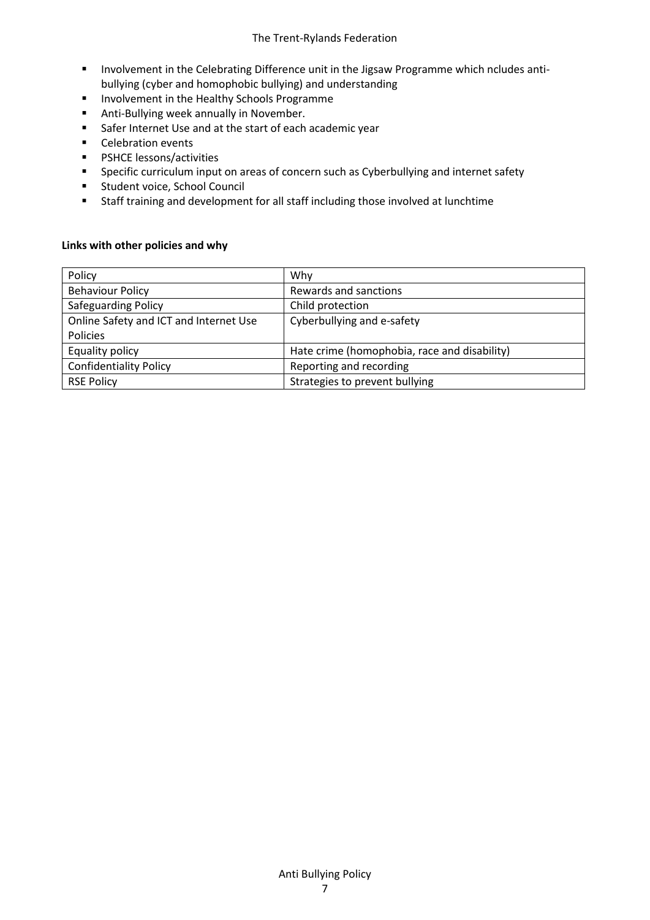- Involvement in the Celebrating Difference unit in the Jigsaw Programme which ncludes anti-bullying (cyber and homophobic bullying) and understanding
- Involvement in the Healthy Schools Programme
- Anti-Bullying week annually in November.
- Safer Internet Use and at the start of each academic year
- Celebration events
- PSHCE lessons/activities
- Specific curriculum input on areas of concern such as Cyberbullying and internet safety
- Student voice, School Council
- Staff training and development for all staff including those involved at lunchtime

**Links with other policies and why**

| Policy | Why |
|---|---|
| Behaviour Policy | Rewards and sanctions |
| Safeguarding Policy | Child protection |
| Online Safety and ICT and Internet Use Policies | Cyberbullying and e-safety |
| Equality policy | Hate crime (homophobia, race and disability) |
| Confidentiality Policy | Reporting and recording |
| RSE Policy | Strategies to prevent bullying |